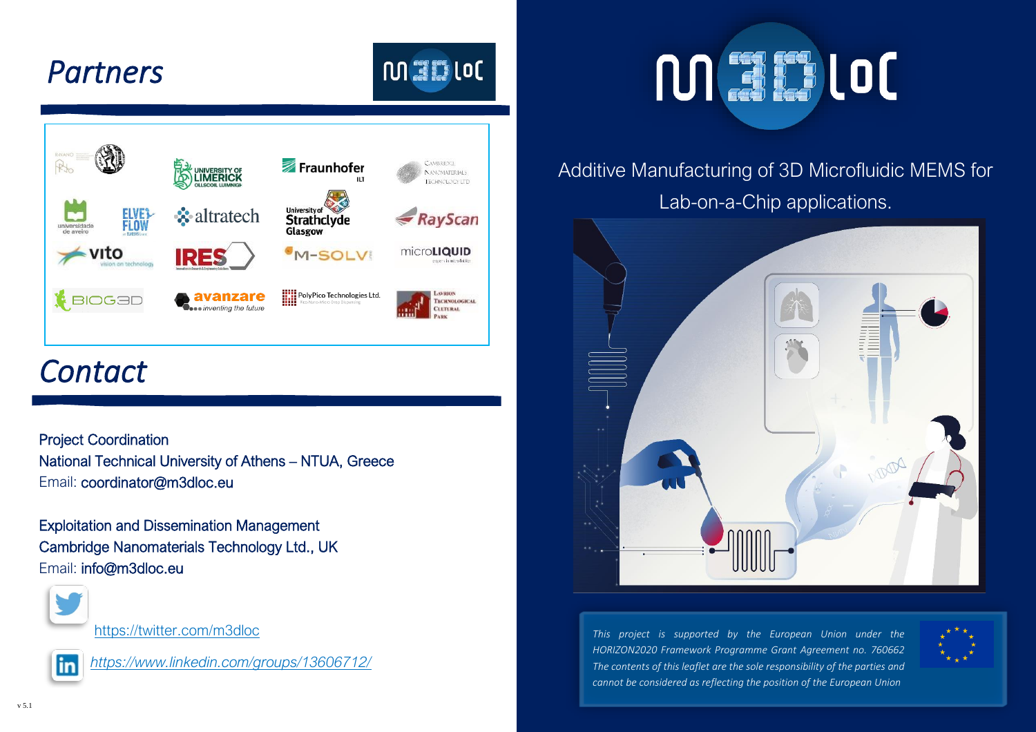# Partners

# Contact

Project Coordination
National Technical University of Athens – NTUA, Greece
Email: coordinator@m3dloc.eu

Exploitation and Dissemination Management
Cambridge Nanomaterials Technology Ltd., UK
Email: info@m3dloc.eu

https://twitter.com/m3dloc

*https://www.linkedin.com/groups/13606712/*

v 5.1

# m3DLoC

Additive Manufacturing of 3D Microfluidic MEMS for Lab-on-a-Chip applications.

*This project is supported by the European Union under the HORIZON2020 Framework Programme Grant Agreement no. 760662*
*The contents of this leaflet are the sole responsibility of the parties and cannot be considered as reflecting the position of the European Union*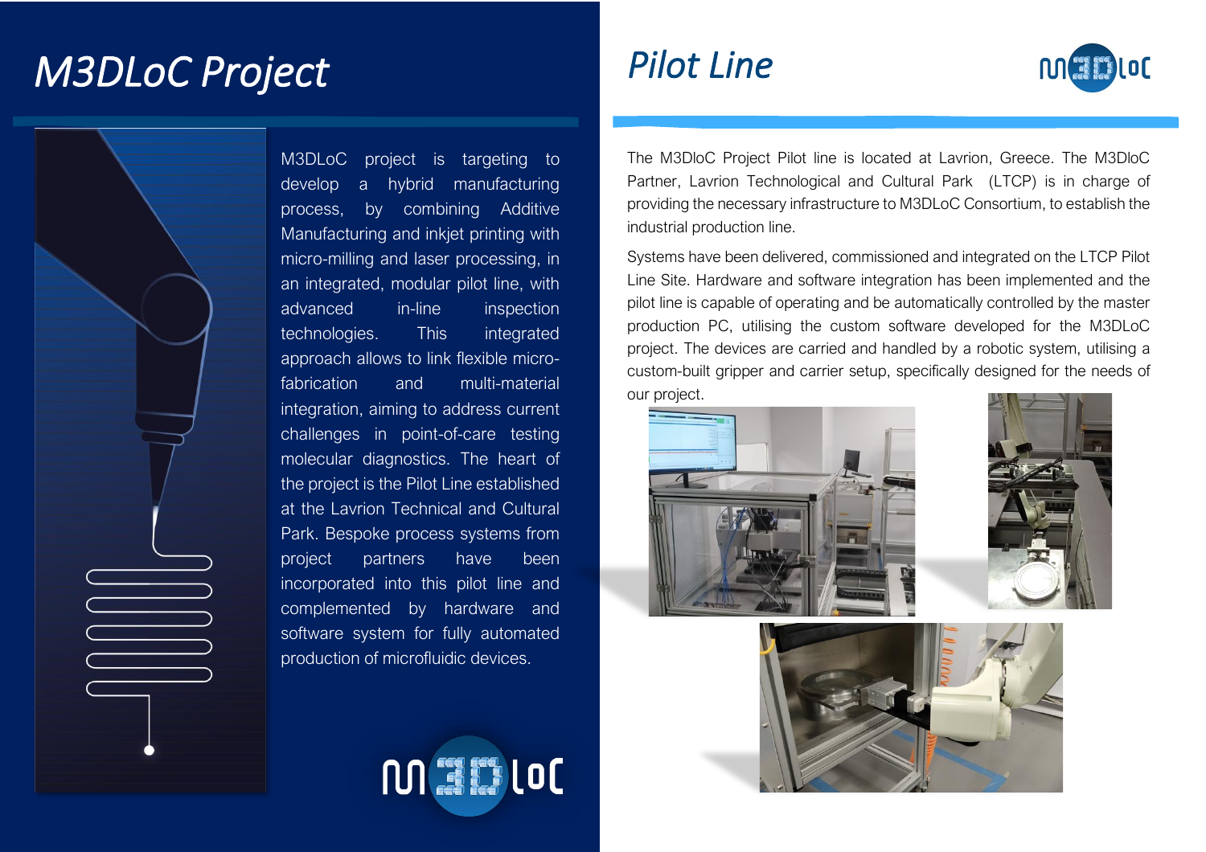# M3DLoC Project

M3DLoC project is targeting to develop a hybrid manufacturing process, by combining Additive Manufacturing and inkjet printing with micro-milling and laser processing, in an integrated, modular pilot line, with advanced in-line inspection technologies. This integrated approach allows to link flexible micro-fabrication and multi-material integration, aiming to address current challenges in point-of-care testing molecular diagnostics. The heart of the project is the Pilot Line established at the Lavrion Technical and Cultural Park. Bespoke process systems from project partners have been incorporated into this pilot line and complemented by hardware and software system for fully automated production of microfluidic devices.

# Pilot Line

The M3DloC Project Pilot line is located at Lavrion, Greece. The M3DloC Partner, Lavrion Technological and Cultural Park (LTCP) is in charge of providing the necessary infrastructure to M3DLoC Consortium, to establish the industrial production line.

Systems have been delivered, commissioned and integrated on the LTCP Pilot Line Site. Hardware and software integration has been implemented and the pilot line is capable of operating and be automatically controlled by the master production PC, utilising the custom software developed for the M3DLoC project. The devices are carried and handled by a robotic system, utilising a custom-built gripper and carrier setup, specifically designed for the needs of our project.